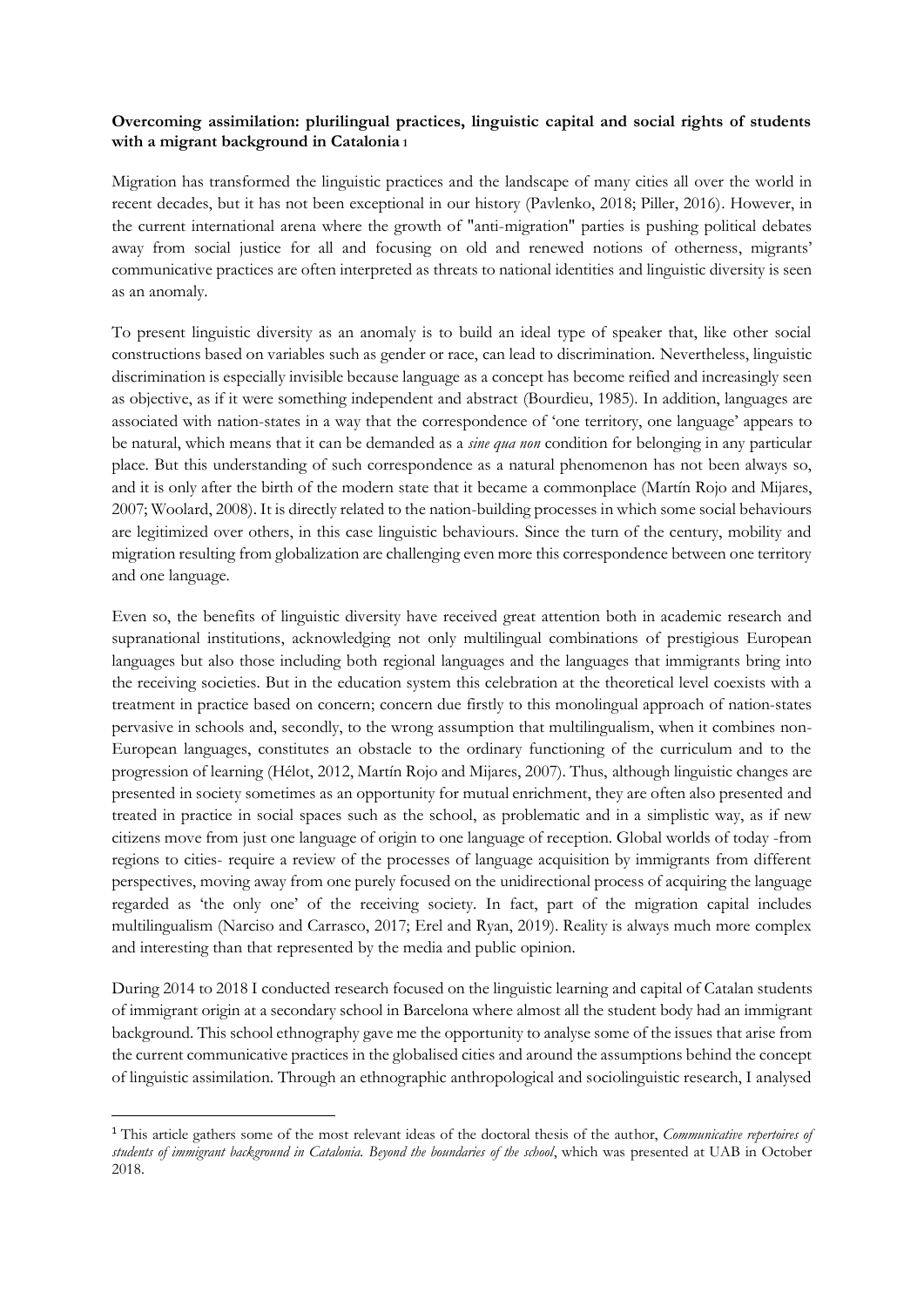**Overcoming assimilation: plurilingual practices, linguistic capital and social rights of students with a migrant background in Catalonia** [1]

Migration has transformed the linguistic practices and the landscape of many cities all over the world in recent decades, but it has not been exceptional in our history (Pavlenko, 2018; Piller, 2016). However, in the current international arena where the growth of "anti-migration" parties is pushing political debates away from social justice for all and focusing on old and renewed notions of otherness, migrants' communicative practices are often interpreted as threats to national identities and linguistic diversity is seen as an anomaly.

To present linguistic diversity as an anomaly is to build an ideal type of speaker that, like other social constructions based on variables such as gender or race, can lead to discrimination. Nevertheless, linguistic discrimination is especially invisible because language as a concept has become reified and increasingly seen as objective, as if it were something independent and abstract (Bourdieu, 1985). In addition, languages are associated with nation-states in a way that the correspondence of 'one territory, one language' appears to be natural, which means that it can be demanded as a *sine qua non* condition for belonging in any particular place. But this understanding of such correspondence as a natural phenomenon has not been always so, and it is only after the birth of the modern state that it became a commonplace (Martín Rojo and Mijares, 2007; Woolard, 2008). It is directly related to the nation-building processes in which some social behaviours are legitimized over others, in this case linguistic behaviours. Since the turn of the century, mobility and migration resulting from globalization are challenging even more this correspondence between one territory and one language.

Even so, the benefits of linguistic diversity have received great attention both in academic research and supranational institutions, acknowledging not only multilingual combinations of prestigious European languages but also those including both regional languages and the languages that immigrants bring into the receiving societies. But in the education system this celebration at the theoretical level coexists with a treatment in practice based on concern; concern due firstly to this monolingual approach of nation-states pervasive in schools and, secondly, to the wrong assumption that multilingualism, when it combines non-European languages, constitutes an obstacle to the ordinary functioning of the curriculum and to the progression of learning (Hélot, 2012, Martín Rojo and Mijares, 2007). Thus, although linguistic changes are presented in society sometimes as an opportunity for mutual enrichment, they are often also presented and treated in practice in social spaces such as the school, as problematic and in a simplistic way, as if new citizens move from just one language of origin to one language of reception. Global worlds of today -from regions to cities- require a review of the processes of language acquisition by immigrants from different perspectives, moving away from one purely focused on the unidirectional process of acquiring the language regarded as 'the only one' of the receiving society. In fact, part of the migration capital includes multilingualism (Narciso and Carrasco, 2017; Erel and Ryan, 2019). Reality is always much more complex and interesting than that represented by the media and public opinion.

During 2014 to 2018 I conducted research focused on the linguistic learning and capital of Catalan students of immigrant origin at a secondary school in Barcelona where almost all the student body had an immigrant background. This school ethnography gave me the opportunity to analyse some of the issues that arise from the current communicative practices in the globalised cities and around the assumptions behind the concept of linguistic assimilation. Through an ethnographic anthropological and sociolinguistic research, I analysed

---

[1] This article gathers some of the most relevant ideas of the doctoral thesis of the author, *Communicative repertoires of students of immigrant background in Catalonia. Beyond the boundaries of the school*, which was presented at UAB in October 2018.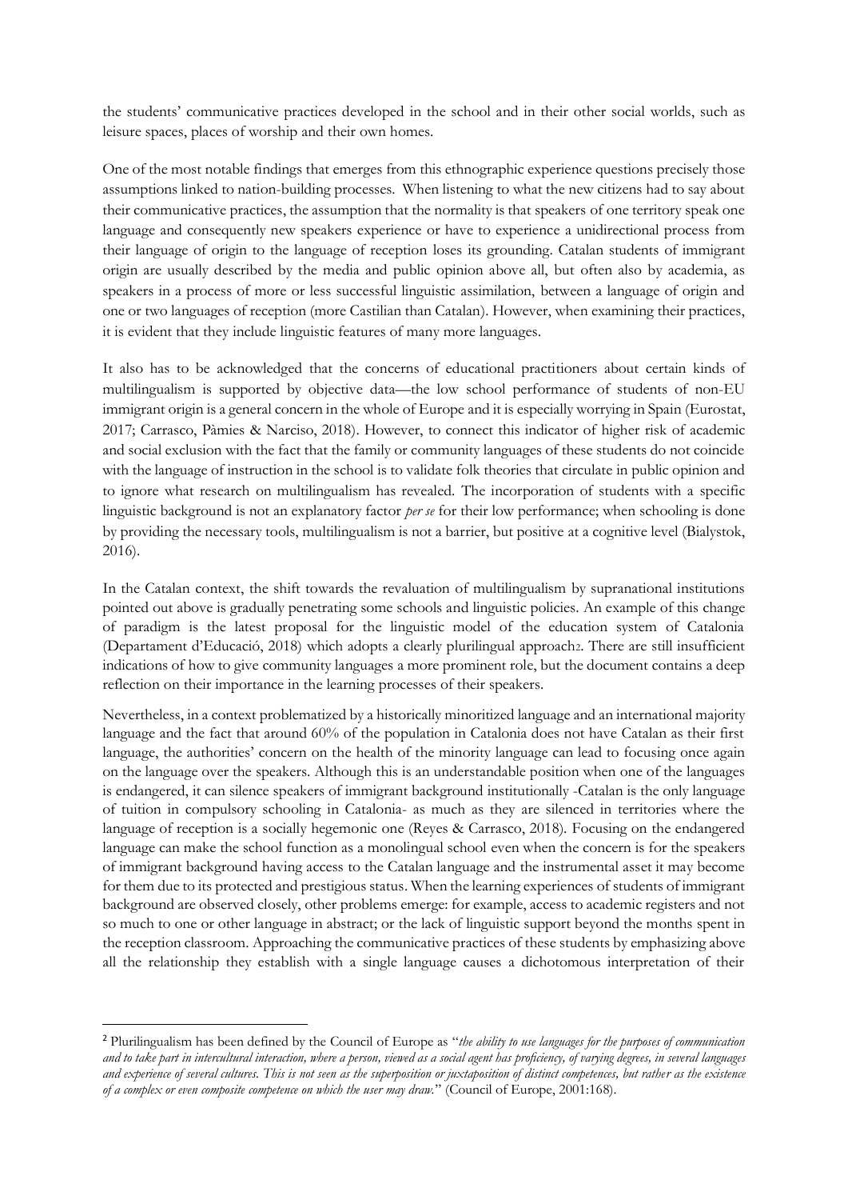the students' communicative practices developed in the school and in their other social worlds, such as leisure spaces, places of worship and their own homes.

One of the most notable findings that emerges from this ethnographic experience questions precisely those assumptions linked to nation-building processes. When listening to what the new citizens had to say about their communicative practices, the assumption that the normality is that speakers of one territory speak one language and consequently new speakers experience or have to experience a unidirectional process from their language of origin to the language of reception loses its grounding. Catalan students of immigrant origin are usually described by the media and public opinion above all, but often also by academia, as speakers in a process of more or less successful linguistic assimilation, between a language of origin and one or two languages of reception (more Castilian than Catalan). However, when examining their practices, it is evident that they include linguistic features of many more languages.

It also has to be acknowledged that the concerns of educational practitioners about certain kinds of multilingualism is supported by objective data—the low school performance of students of non-EU immigrant origin is a general concern in the whole of Europe and it is especially worrying in Spain (Eurostat, 2017; Carrasco, Pàmies & Narciso, 2018). However, to connect this indicator of higher risk of academic and social exclusion with the fact that the family or community languages of these students do not coincide with the language of instruction in the school is to validate folk theories that circulate in public opinion and to ignore what research on multilingualism has revealed. The incorporation of students with a specific linguistic background is not an explanatory factor *per se* for their low performance; when schooling is done by providing the necessary tools, multilingualism is not a barrier, but positive at a cognitive level (Bialystok, 2016).

In the Catalan context, the shift towards the revaluation of multilingualism by supranational institutions pointed out above is gradually penetrating some schools and linguistic policies. An example of this change of paradigm is the latest proposal for the linguistic model of the education system of Catalonia (Departament d'Educació, 2018) which adopts a clearly plurilingual approach[2]. There are still insufficient indications of how to give community languages a more prominent role, but the document contains a deep reflection on their importance in the learning processes of their speakers.

Nevertheless, in a context problematized by a historically minoritized language and an international majority language and the fact that around 60% of the population in Catalonia does not have Catalan as their first language, the authorities' concern on the health of the minority language can lead to focusing once again on the language over the speakers. Although this is an understandable position when one of the languages is endangered, it can silence speakers of immigrant background institutionally -Catalan is the only language of tuition in compulsory schooling in Catalonia- as much as they are silenced in territories where the language of reception is a socially hegemonic one (Reyes & Carrasco, 2018). Focusing on the endangered language can make the school function as a monolingual school even when the concern is for the speakers of immigrant background having access to the Catalan language and the instrumental asset it may become for them due to its protected and prestigious status. When the learning experiences of students of immigrant background are observed closely, other problems emerge: for example, access to academic registers and not so much to one or other language in abstract; or the lack of linguistic support beyond the months spent in the reception classroom. Approaching the communicative practices of these students by emphasizing above all the relationship they establish with a single language causes a dichotomous interpretation of their

[2] Plurilingualism has been defined by the Council of Europe as "*the ability to use languages for the purposes of communication and to take part in intercultural interaction, where a person, viewed as a social agent has proficiency, of varying degrees, in several languages and experience of several cultures. This is not seen as the superposition or juxtaposition of distinct competences, but rather as the existence of a complex or even composite competence on which the user may draw.*" (Council of Europe, 2001:168).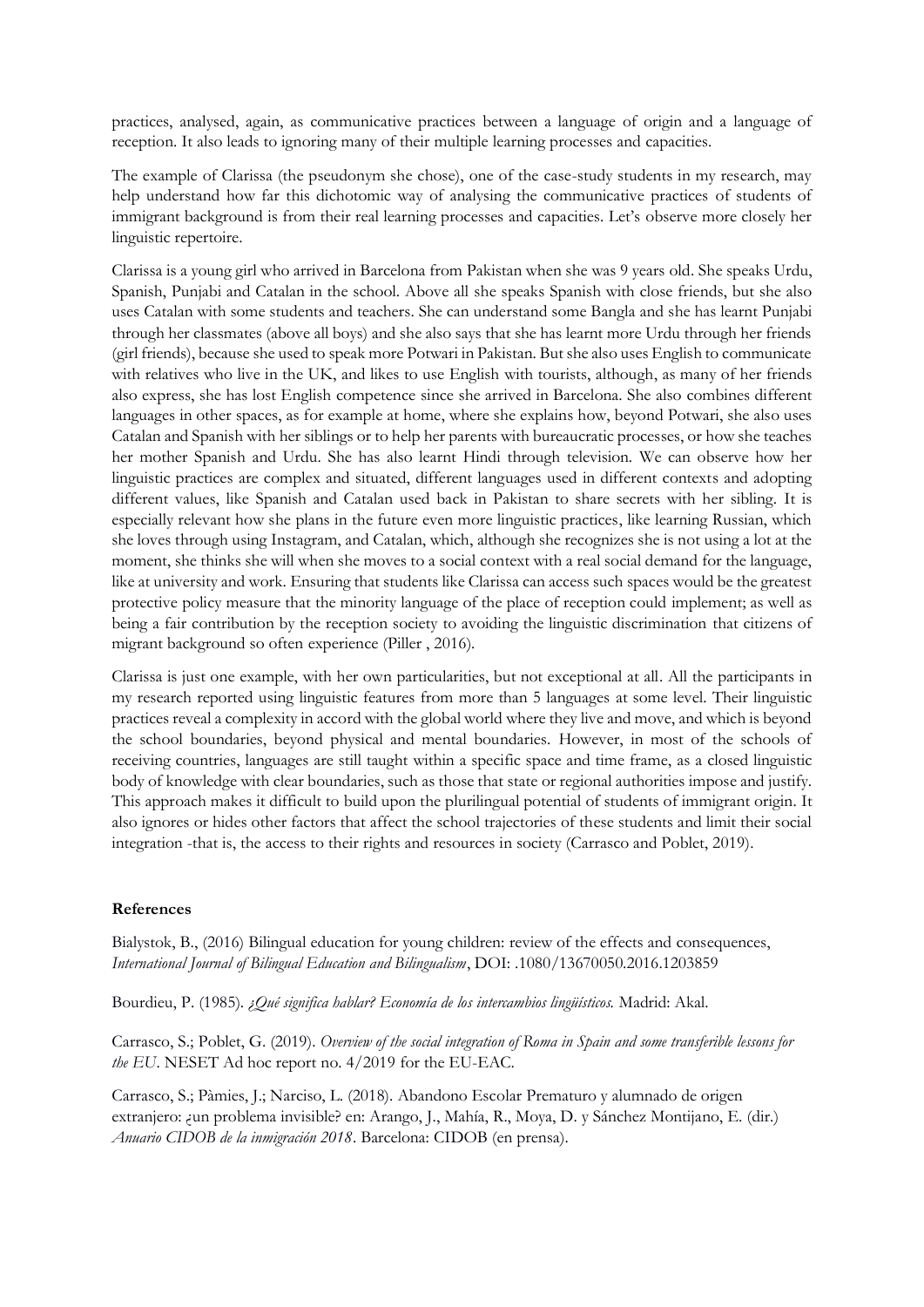practices, analysed, again, as communicative practices between a language of origin and a language of reception. It also leads to ignoring many of their multiple learning processes and capacities.

The example of Clarissa (the pseudonym she chose), one of the case-study students in my research, may help understand how far this dichotomic way of analysing the communicative practices of students of immigrant background is from their real learning processes and capacities. Let's observe more closely her linguistic repertoire.

Clarissa is a young girl who arrived in Barcelona from Pakistan when she was 9 years old. She speaks Urdu, Spanish, Punjabi and Catalan in the school. Above all she speaks Spanish with close friends, but she also uses Catalan with some students and teachers. She can understand some Bangla and she has learnt Punjabi through her classmates (above all boys) and she also says that she has learnt more Urdu through her friends (girl friends), because she used to speak more Potwari in Pakistan. But she also uses English to communicate with relatives who live in the UK, and likes to use English with tourists, although, as many of her friends also express, she has lost English competence since she arrived in Barcelona. She also combines different languages in other spaces, as for example at home, where she explains how, beyond Potwari, she also uses Catalan and Spanish with her siblings or to help her parents with bureaucratic processes, or how she teaches her mother Spanish and Urdu. She has also learnt Hindi through television. We can observe how her linguistic practices are complex and situated, different languages used in different contexts and adopting different values, like Spanish and Catalan used back in Pakistan to share secrets with her sibling. It is especially relevant how she plans in the future even more linguistic practices, like learning Russian, which she loves through using Instagram, and Catalan, which, although she recognizes she is not using a lot at the moment, she thinks she will when she moves to a social context with a real social demand for the language, like at university and work. Ensuring that students like Clarissa can access such spaces would be the greatest protective policy measure that the minority language of the place of reception could implement; as well as being a fair contribution by the reception society to avoiding the linguistic discrimination that citizens of migrant background so often experience (Piller , 2016).

Clarissa is just one example, with her own particularities, but not exceptional at all. All the participants in my research reported using linguistic features from more than 5 languages at some level. Their linguistic practices reveal a complexity in accord with the global world where they live and move, and which is beyond the school boundaries, beyond physical and mental boundaries. However, in most of the schools of receiving countries, languages are still taught within a specific space and time frame, as a closed linguistic body of knowledge with clear boundaries, such as those that state or regional authorities impose and justify. This approach makes it difficult to build upon the plurilingual potential of students of immigrant origin. It also ignores or hides other factors that affect the school trajectories of these students and limit their social integration -that is, the access to their rights and resources in society (Carrasco and Poblet, 2019).

**References**

Bialystok, B., (2016) Bilingual education for young children: review of the effects and consequences, *International Journal of Bilingual Education and Bilingualism*, DOI: .1080/13670050.2016.1203859

Bourdieu, P. (1985). *¿Qué significa hablar? Economía de los intercambios lingüísticos.* Madrid: Akal.

Carrasco, S.; Poblet, G. (2019). *Overview of the social integration of Roma in Spain and some transferible lessons for the EU.* NESET Ad hoc report no. 4/2019 for the EU-EAC.

Carrasco, S.; Pàmies, J.; Narciso, L. (2018). Abandono Escolar Prematuro y alumnado de origen extranjero: ¿un problema invisible? en: Arango, J., Mahía, R., Moya, D. y Sánchez Montijano, E. (dir.) *Anuario CIDOB de la inmigración 2018*. Barcelona: CIDOB (en prensa).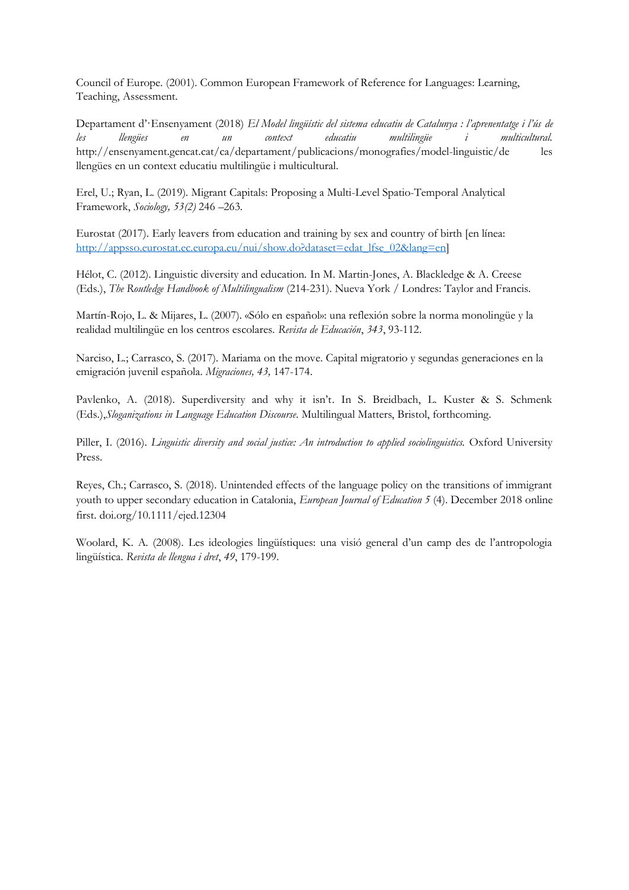Council of Europe. (2001). Common European Framework of Reference for Languages: Learning, Teaching, Assessment.

Departament d'·Ensenyament (2018) *El Model lingüístic del sistema educatiu de Catalunya : l'aprenentatge i l'ús de les llengües en un context educatiu multilingüe i multicultural.* http://ensenyament.gencat.cat/ca/departament/publicacions/monografies/model-linguistic/de les llengües en un context educatiu multilingüe i multicultural.

Erel, U.; Ryan, L. (2019). Migrant Capitals: Proposing a Multi-Level Spatio-Temporal Analytical Framework, *Sociology, 53(2)* 246 –263.

Eurostat (2017). Early leavers from education and training by sex and country of birth [en línea: http://appsso.eurostat.ec.europa.eu/nui/show.do?dataset=edat_lfse_02&lang=en]

Hélot, C. (2012). Linguistic diversity and education. In M. Martin-Jones, A. Blackledge & A. Creese (Eds.), *The Routledge Handbook of Multilingualism* (214-231). Nueva York / Londres: Taylor and Francis.

Martín-Rojo, L. & Mijares, L. (2007). «Sólo en español»: una reflexión sobre la norma monolingüe y la realidad multilingüe en los centros escolares. *Revista de Educación*, *343*, 93-112.

Narciso, L.; Carrasco, S. (2017). Mariama on the move. Capital migratorio y segundas generaciones en la emigración juvenil española. *Migraciones, 43,* 147-174.

Pavlenko, A. (2018). Superdiversity and why it isn't. In S. Breidbach, L. Kuster & S. Schmenk (Eds.),*Sloganizations in Language Education Discourse*. Multilingual Matters, Bristol, forthcoming.

Piller, I. (2016). *Linguistic diversity and social justice: An introduction to applied sociolinguistics.* Oxford University Press.

Reyes, Ch.; Carrasco, S. (2018). Unintended effects of the language policy on the transitions of immigrant youth to upper secondary education in Catalonia, *European Journal of Education 5* (4). December 2018 online first. doi.org/10.1111/ejed.12304

Woolard, K. A. (2008). Les ideologies lingüístiques: una visió general d'un camp des de l'antropologia lingüística. *Revista de llengua i dret*, *49*, 179-199.